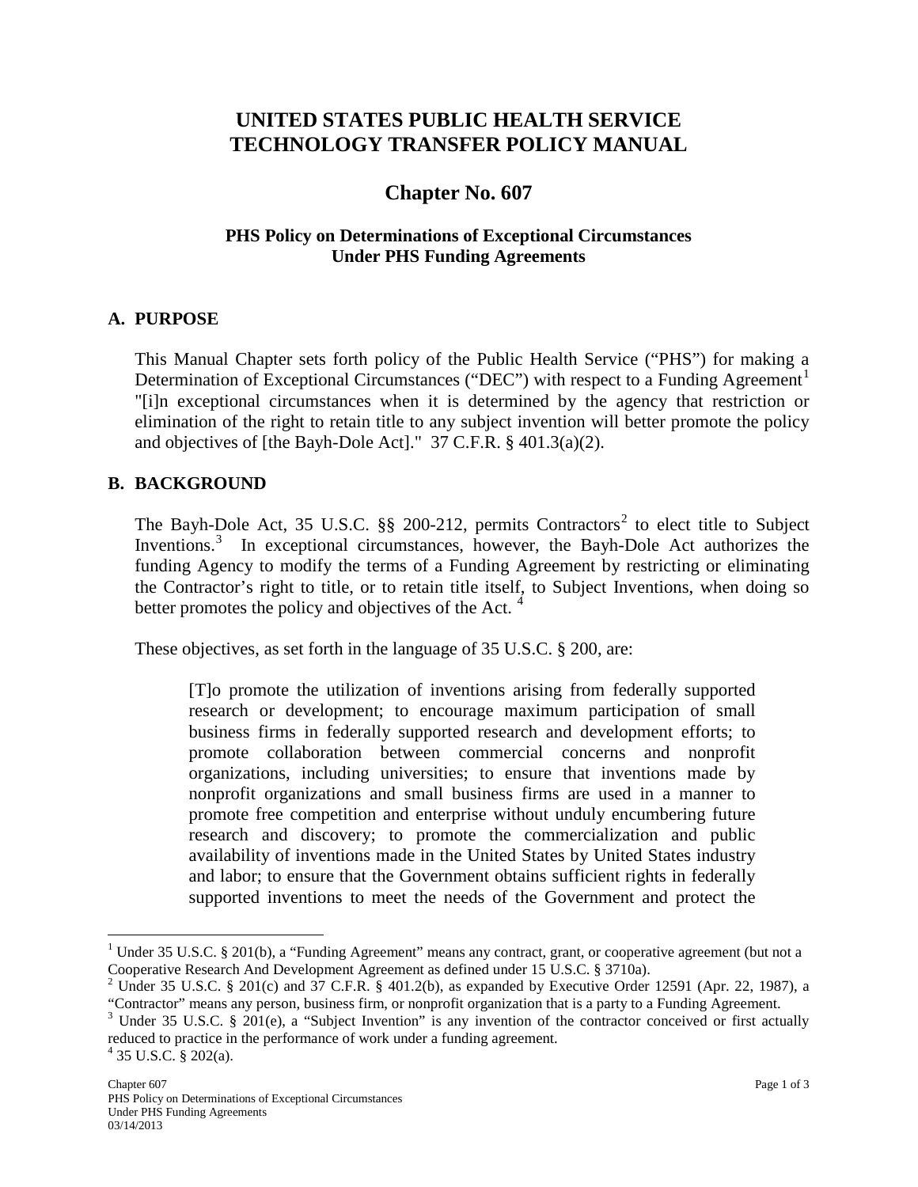# UNITED STATES PUBLIC HEALTH SERVICE TECHNOLOGY TRANSFER POLICY MANUAL

## Chapter No. 607

### PHS Policy on Determinations of Exceptional Circumstances Under PHS Funding Agreements

## A. PURPOSE

This Manual Chapter sets forth policy of the Public Health Service ("PHS") for making a Determination of Exceptional Circumstances ("DEC") with respect to a Funding Agreement[1] "[i]n exceptional circumstances when it is determined by the agency that restriction or elimination of the right to retain title to any subject invention will better promote the policy and objectives of [the Bayh-Dole Act]." 37 C.F.R. § 401.3(a)(2).

## B. BACKGROUND

The Bayh-Dole Act, 35 U.S.C. §§ 200-212, permits Contractors[2] to elect title to Subject Inventions.[3] In exceptional circumstances, however, the Bayh-Dole Act authorizes the funding Agency to modify the terms of a Funding Agreement by restricting or eliminating the Contractor's right to title, or to retain title itself, to Subject Inventions, when doing so better promotes the policy and objectives of the Act. [4]

These objectives, as set forth in the language of 35 U.S.C. § 200, are:

> [T]o promote the utilization of inventions arising from federally supported research or development; to encourage maximum participation of small business firms in federally supported research and development efforts; to promote collaboration between commercial concerns and nonprofit organizations, including universities; to ensure that inventions made by nonprofit organizations and small business firms are used in a manner to promote free competition and enterprise without unduly encumbering future research and discovery; to promote the commercialization and public availability of inventions made in the United States by United States industry and labor; to ensure that the Government obtains sufficient rights in federally supported inventions to meet the needs of the Government and protect the

---

[1] Under 35 U.S.C. § 201(b), a "Funding Agreement" means any contract, grant, or cooperative agreement (but not a Cooperative Research And Development Agreement as defined under 15 U.S.C. § 3710a).

[2] Under 35 U.S.C. § 201(c) and 37 C.F.R. § 401.2(b), as expanded by Executive Order 12591 (Apr. 22, 1987), a "Contractor" means any person, business firm, or nonprofit organization that is a party to a Funding Agreement.

[3] Under 35 U.S.C. § 201(e), a "Subject Invention" is any invention of the contractor conceived or first actually reduced to practice in the performance of work under a funding agreement.

[4] 35 U.S.C. § 202(a).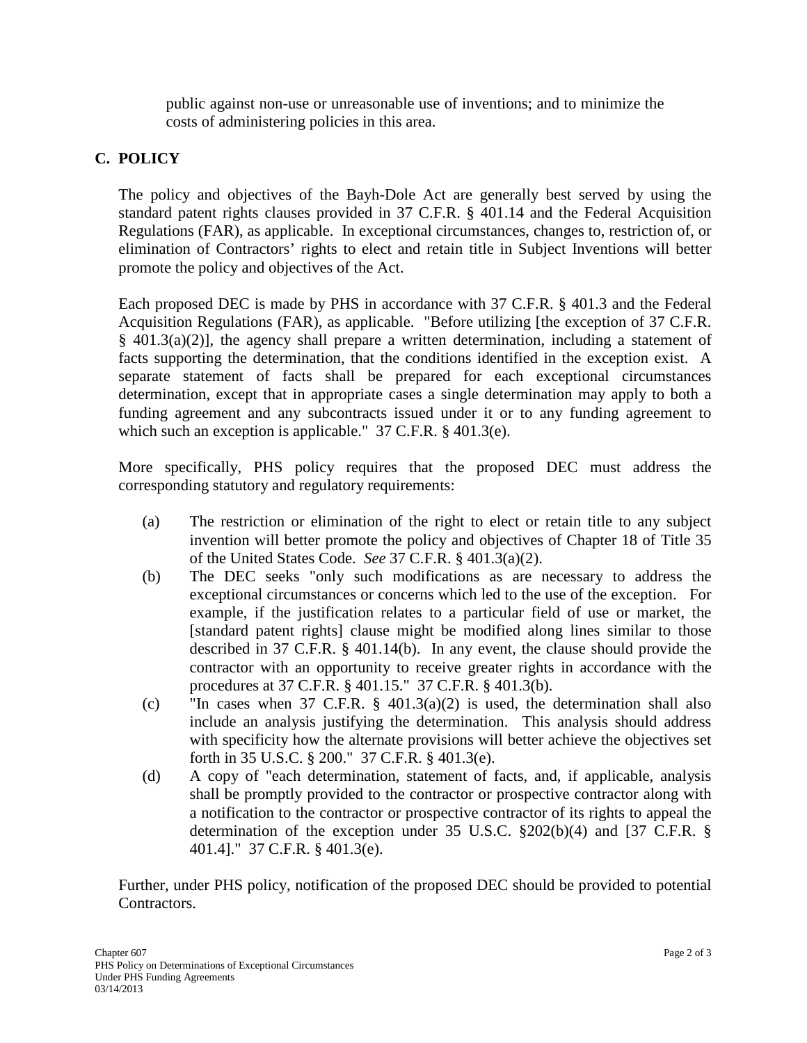public against non-use or unreasonable use of inventions; and to minimize the costs of administering policies in this area.

## C. POLICY

The policy and objectives of the Bayh-Dole Act are generally best served by using the standard patent rights clauses provided in 37 C.F.R. § 401.14 and the Federal Acquisition Regulations (FAR), as applicable. In exceptional circumstances, changes to, restriction of, or elimination of Contractors' rights to elect and retain title in Subject Inventions will better promote the policy and objectives of the Act.

Each proposed DEC is made by PHS in accordance with 37 C.F.R. § 401.3 and the Federal Acquisition Regulations (FAR), as applicable. "Before utilizing [the exception of 37 C.F.R. § 401.3(a)(2)], the agency shall prepare a written determination, including a statement of facts supporting the determination, that the conditions identified in the exception exist. A separate statement of facts shall be prepared for each exceptional circumstances determination, except that in appropriate cases a single determination may apply to both a funding agreement and any subcontracts issued under it or to any funding agreement to which such an exception is applicable." 37 C.F.R. § 401.3(e).

More specifically, PHS policy requires that the proposed DEC must address the corresponding statutory and regulatory requirements:

(a) The restriction or elimination of the right to elect or retain title to any subject invention will better promote the policy and objectives of Chapter 18 of Title 35 of the United States Code. *See* 37 C.F.R. § 401.3(a)(2).

(b) The DEC seeks "only such modifications as are necessary to address the exceptional circumstances or concerns which led to the use of the exception. For example, if the justification relates to a particular field of use or market, the [standard patent rights] clause might be modified along lines similar to those described in 37 C.F.R. § 401.14(b). In any event, the clause should provide the contractor with an opportunity to receive greater rights in accordance with the procedures at 37 C.F.R. § 401.15." 37 C.F.R. § 401.3(b).

(c) "In cases when 37 C.F.R. § 401.3(a)(2) is used, the determination shall also include an analysis justifying the determination. This analysis should address with specificity how the alternate provisions will better achieve the objectives set forth in 35 U.S.C. § 200." 37 C.F.R. § 401.3(e).

(d) A copy of "each determination, statement of facts, and, if applicable, analysis shall be promptly provided to the contractor or prospective contractor along with a notification to the contractor or prospective contractor of its rights to appeal the determination of the exception under 35 U.S.C. §202(b)(4) and [37 C.F.R. § 401.4]." 37 C.F.R. § 401.3(e).

Further, under PHS policy, notification of the proposed DEC should be provided to potential Contractors.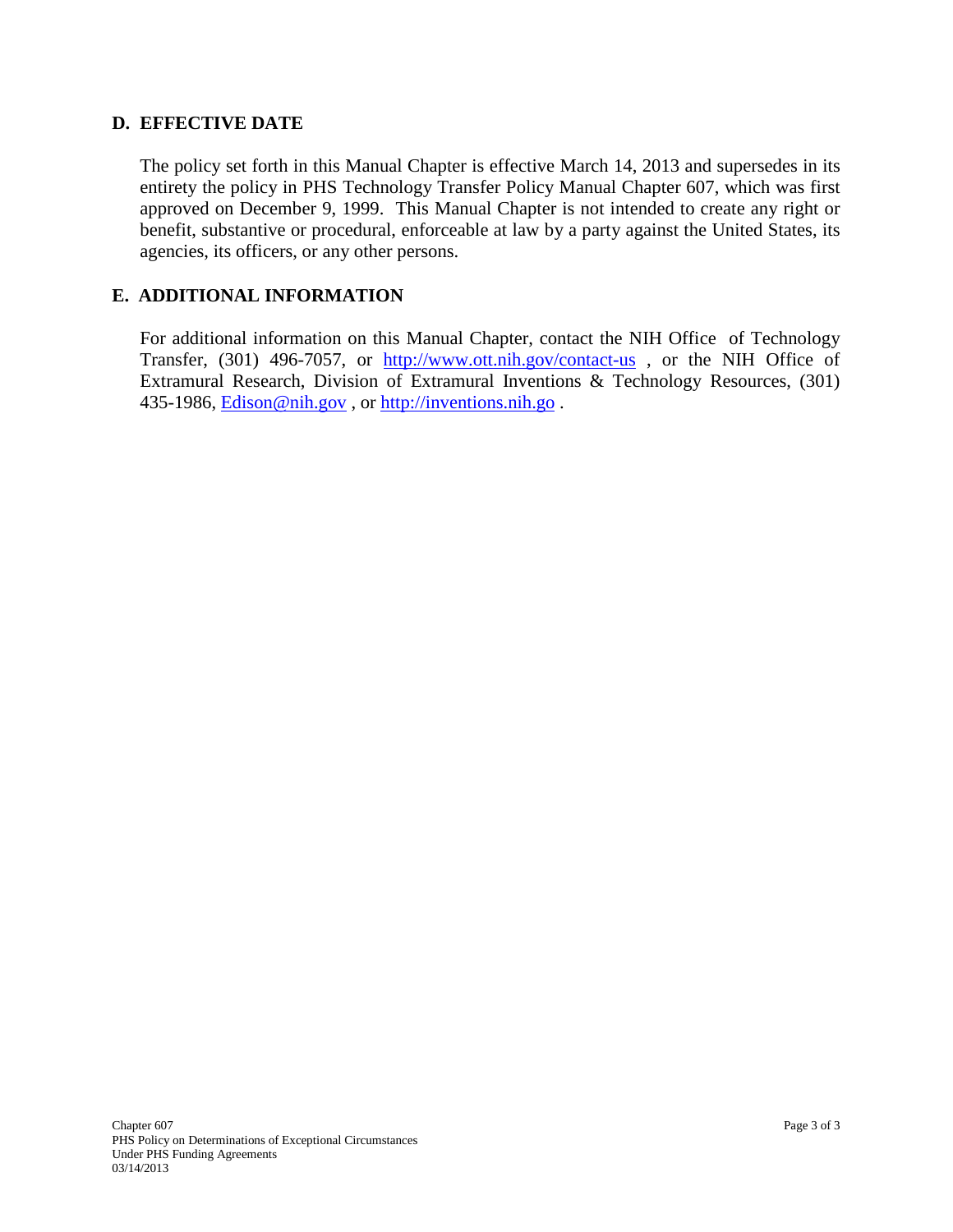## D. EFFECTIVE DATE

The policy set forth in this Manual Chapter is effective March 14, 2013 and supersedes in its entirety the policy in PHS Technology Transfer Policy Manual Chapter 607, which was first approved on December 9, 1999. This Manual Chapter is not intended to create any right or benefit, substantive or procedural, enforceable at law by a party against the United States, its agencies, its officers, or any other persons.

## E. ADDITIONAL INFORMATION

For additional information on this Manual Chapter, contact the NIH Office of Technology Transfer, (301) 496-7057, or http://www.ott.nih.gov/contact-us , or the NIH Office of Extramural Research, Division of Extramural Inventions & Technology Resources, (301) 435-1986, Edison@nih.gov , or http://inventions.nih.go .